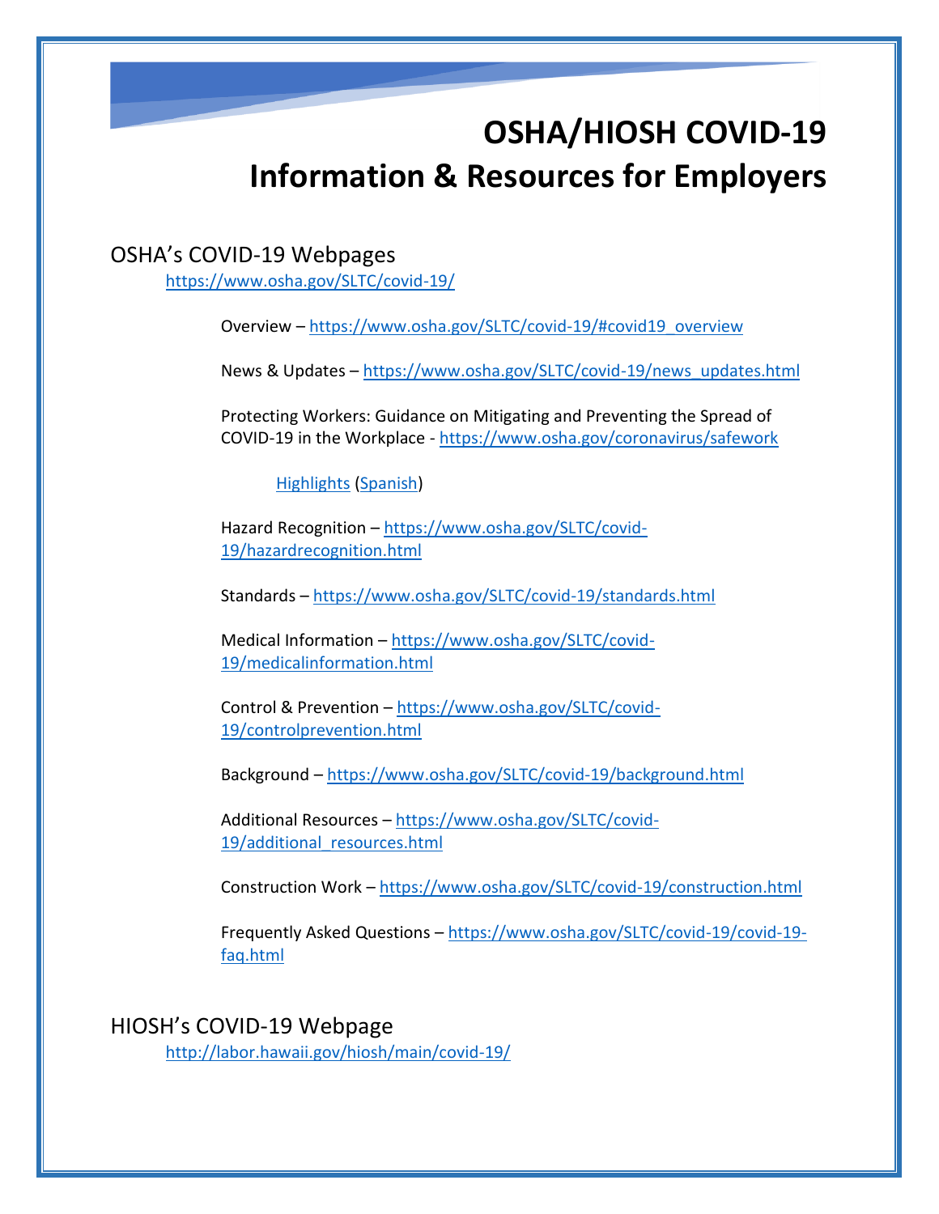# OSHA/HIOSH COVID-19 Information & Resources for Employers

## OSHA's COVID-19 Webpages

https://www.osha.gov/SLTC/covid-19/

Overview – https://www.osha.gov/SLTC/covid-19/#covid19_overview

News & Updates – https://www.osha.gov/SLTC/covid-19/news_updates.html

Protecting Workers: Guidance on Mitigating and Preventing the Spread of COVID-19 in the Workplace - https://www.osha.gov/coronavirus/safework

Highlights (Spanish)

Hazard Recognition – https://www.osha.gov/SLTC/covid-19/hazardrecognition.html

Standards – https://www.osha.gov/SLTC/covid-19/standards.html

Medical Information – https://www.osha.gov/SLTC/covid-19/medicalinformation.html

Control & Prevention – https://www.osha.gov/SLTC/covid-19/controlprevention.html

Background – https://www.osha.gov/SLTC/covid-19/background.html

Additional Resources – https://www.osha.gov/SLTC/covid-19/additional_resources.html

Construction Work – https://www.osha.gov/SLTC/covid-19/construction.html

Frequently Asked Questions – https://www.osha.gov/SLTC/covid-19/covid-19-faq.html

## HIOSH's COVID-19 Webpage

http://labor.hawaii.gov/hiosh/main/covid-19/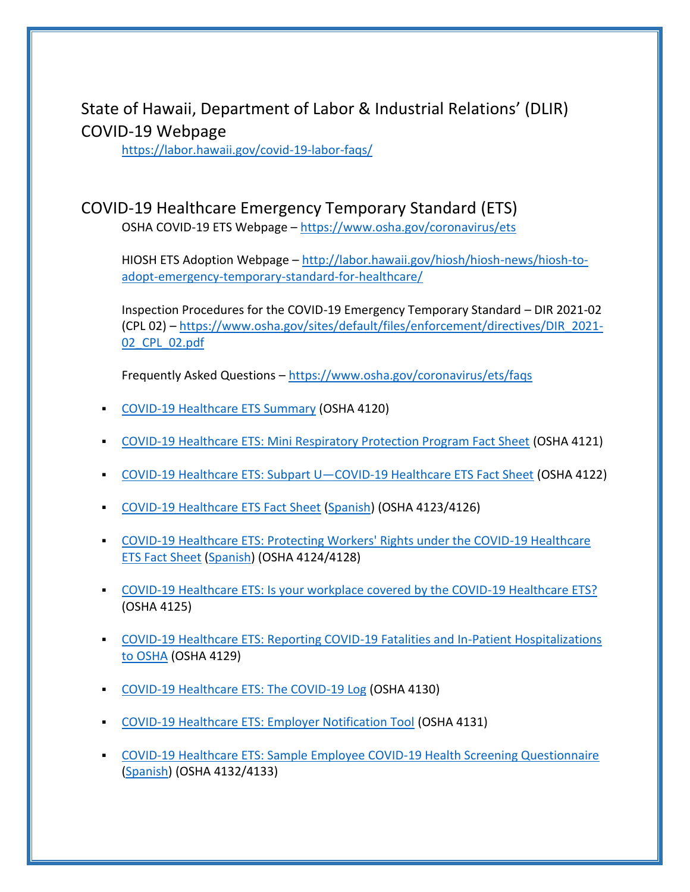## State of Hawaii, Department of Labor & Industrial Relations' (DLIR) COVID-19 Webpage

https://labor.hawaii.gov/covid-19-labor-faqs/

## COVID-19 Healthcare Emergency Temporary Standard (ETS)

OSHA COVID-19 ETS Webpage – https://www.osha.gov/coronavirus/ets

HIOSH ETS Adoption Webpage – http://labor.hawaii.gov/hiosh/hiosh-news/hiosh-to-adopt-emergency-temporary-standard-for-healthcare/

Inspection Procedures for the COVID-19 Emergency Temporary Standard – DIR 2021-02 (CPL 02) – https://www.osha.gov/sites/default/files/enforcement/directives/DIR_2021-02_CPL_02.pdf

Frequently Asked Questions – https://www.osha.gov/coronavirus/ets/faqs

- COVID-19 Healthcare ETS Summary (OSHA 4120)
- COVID-19 Healthcare ETS: Mini Respiratory Protection Program Fact Sheet (OSHA 4121)
- COVID-19 Healthcare ETS: Subpart U—COVID-19 Healthcare ETS Fact Sheet (OSHA 4122)
- COVID-19 Healthcare ETS Fact Sheet (Spanish) (OSHA 4123/4126)
- COVID-19 Healthcare ETS: Protecting Workers' Rights under the COVID-19 Healthcare ETS Fact Sheet (Spanish) (OSHA 4124/4128)
- COVID-19 Healthcare ETS: Is your workplace covered by the COVID-19 Healthcare ETS? (OSHA 4125)
- COVID-19 Healthcare ETS: Reporting COVID-19 Fatalities and In-Patient Hospitalizations to OSHA (OSHA 4129)
- COVID-19 Healthcare ETS: The COVID-19 Log (OSHA 4130)
- COVID-19 Healthcare ETS: Employer Notification Tool (OSHA 4131)
- COVID-19 Healthcare ETS: Sample Employee COVID-19 Health Screening Questionnaire (Spanish) (OSHA 4132/4133)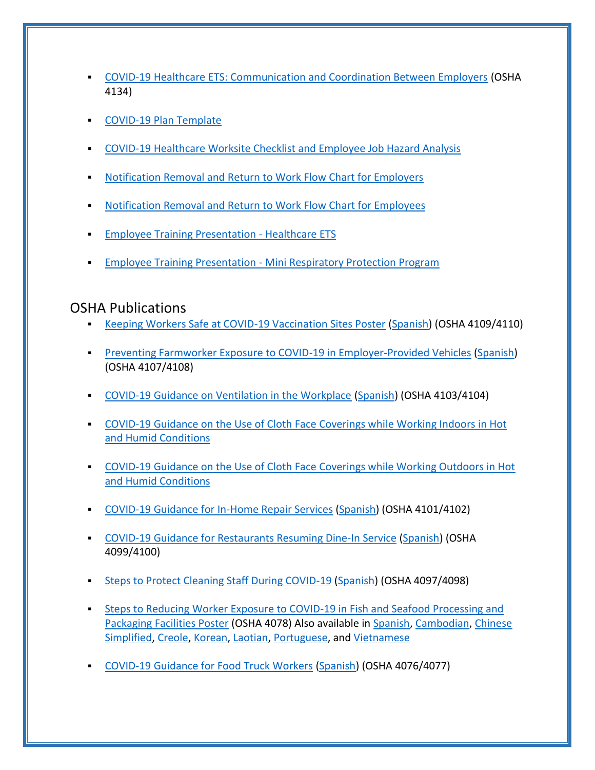- COVID-19 Healthcare ETS: Communication and Coordination Between Employers (OSHA 4134)
- COVID-19 Plan Template
- COVID-19 Healthcare Worksite Checklist and Employee Job Hazard Analysis
- Notification Removal and Return to Work Flow Chart for Employers
- Notification Removal and Return to Work Flow Chart for Employees
- Employee Training Presentation - Healthcare ETS
- Employee Training Presentation - Mini Respiratory Protection Program

## OSHA Publications

- Keeping Workers Safe at COVID-19 Vaccination Sites Poster (Spanish) (OSHA 4109/4110)
- Preventing Farmworker Exposure to COVID-19 in Employer-Provided Vehicles (Spanish) (OSHA 4107/4108)
- COVID-19 Guidance on Ventilation in the Workplace (Spanish) (OSHA 4103/4104)
- COVID-19 Guidance on the Use of Cloth Face Coverings while Working Indoors in Hot and Humid Conditions
- COVID-19 Guidance on the Use of Cloth Face Coverings while Working Outdoors in Hot and Humid Conditions
- COVID-19 Guidance for In-Home Repair Services (Spanish) (OSHA 4101/4102)
- COVID-19 Guidance for Restaurants Resuming Dine-In Service (Spanish) (OSHA 4099/4100)
- Steps to Protect Cleaning Staff During COVID-19 (Spanish) (OSHA 4097/4098)
- Steps to Reducing Worker Exposure to COVID-19 in Fish and Seafood Processing and Packaging Facilities Poster (OSHA 4078) Also available in Spanish, Cambodian, Chinese Simplified, Creole, Korean, Laotian, Portuguese, and Vietnamese
- COVID-19 Guidance for Food Truck Workers (Spanish) (OSHA 4076/4077)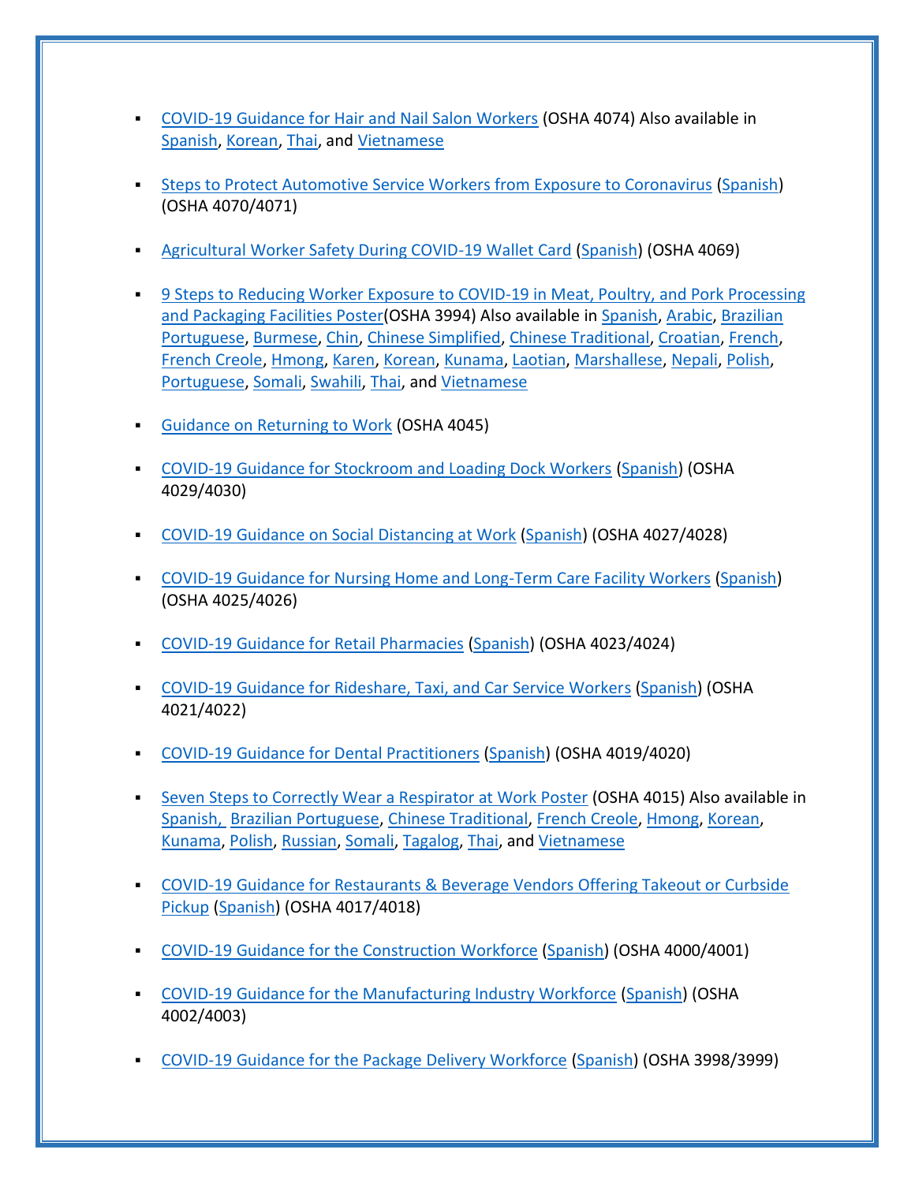- COVID-19 Guidance for Hair and Nail Salon Workers (OSHA 4074) Also available in Spanish, Korean, Thai, and Vietnamese

- Steps to Protect Automotive Service Workers from Exposure to Coronavirus (Spanish) (OSHA 4070/4071)

- Agricultural Worker Safety During COVID-19 Wallet Card (Spanish) (OSHA 4069)

- 9 Steps to Reducing Worker Exposure to COVID-19 in Meat, Poultry, and Pork Processing and Packaging Facilities Poster(OSHA 3994) Also available in Spanish, Arabic, Brazilian Portuguese, Burmese, Chin, Chinese Simplified, Chinese Traditional, Croatian, French, French Creole, Hmong, Karen, Korean, Kunama, Laotian, Marshallese, Nepali, Polish, Portuguese, Somali, Swahili, Thai, and Vietnamese

- Guidance on Returning to Work (OSHA 4045)

- COVID-19 Guidance for Stockroom and Loading Dock Workers (Spanish) (OSHA 4029/4030)

- COVID-19 Guidance on Social Distancing at Work (Spanish) (OSHA 4027/4028)

- COVID-19 Guidance for Nursing Home and Long-Term Care Facility Workers (Spanish) (OSHA 4025/4026)

- COVID-19 Guidance for Retail Pharmacies (Spanish) (OSHA 4023/4024)

- COVID-19 Guidance for Rideshare, Taxi, and Car Service Workers (Spanish) (OSHA 4021/4022)

- COVID-19 Guidance for Dental Practitioners (Spanish) (OSHA 4019/4020)

- Seven Steps to Correctly Wear a Respirator at Work Poster (OSHA 4015) Also available in Spanish, Brazilian Portuguese, Chinese Traditional, French Creole, Hmong, Korean, Kunama, Polish, Russian, Somali, Tagalog, Thai, and Vietnamese

- COVID-19 Guidance for Restaurants & Beverage Vendors Offering Takeout or Curbside Pickup (Spanish) (OSHA 4017/4018)

- COVID-19 Guidance for the Construction Workforce (Spanish) (OSHA 4000/4001)

- COVID-19 Guidance for the Manufacturing Industry Workforce (Spanish) (OSHA 4002/4003)

- COVID-19 Guidance for the Package Delivery Workforce (Spanish) (OSHA 3998/3999)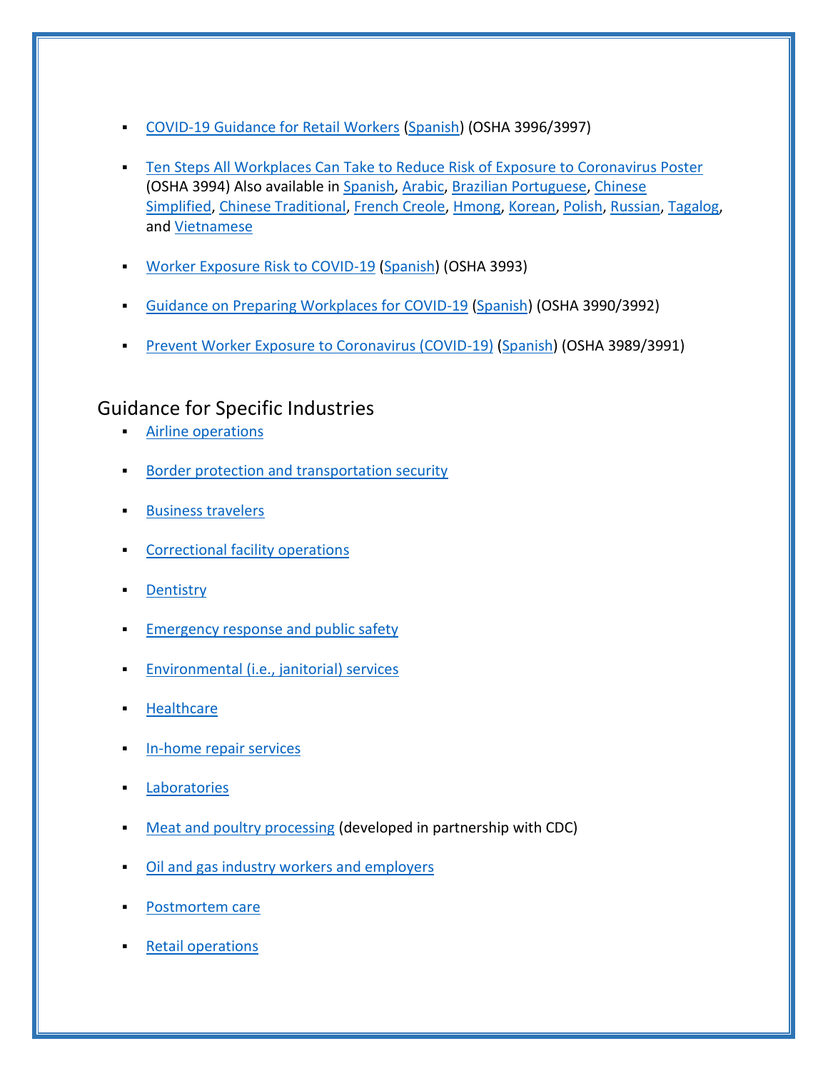- COVID-19 Guidance for Retail Workers (Spanish) (OSHA 3996/3997)

- Ten Steps All Workplaces Can Take to Reduce Risk of Exposure to Coronavirus Poster (OSHA 3994) Also available in Spanish, Arabic, Brazilian Portuguese, Chinese Simplified, Chinese Traditional, French Creole, Hmong, Korean, Polish, Russian, Tagalog, and Vietnamese

- Worker Exposure Risk to COVID-19 (Spanish) (OSHA 3993)

- Guidance on Preparing Workplaces for COVID-19 (Spanish) (OSHA 3990/3992)

- Prevent Worker Exposure to Coronavirus (COVID-19) (Spanish) (OSHA 3989/3991)

## Guidance for Specific Industries

- Airline operations
- Border protection and transportation security
- Business travelers
- Correctional facility operations
- Dentistry
- Emergency response and public safety
- Environmental (i.e., janitorial) services
- Healthcare
- In-home repair services
- Laboratories
- Meat and poultry processing (developed in partnership with CDC)
- Oil and gas industry workers and employers
- Postmortem care
- Retail operations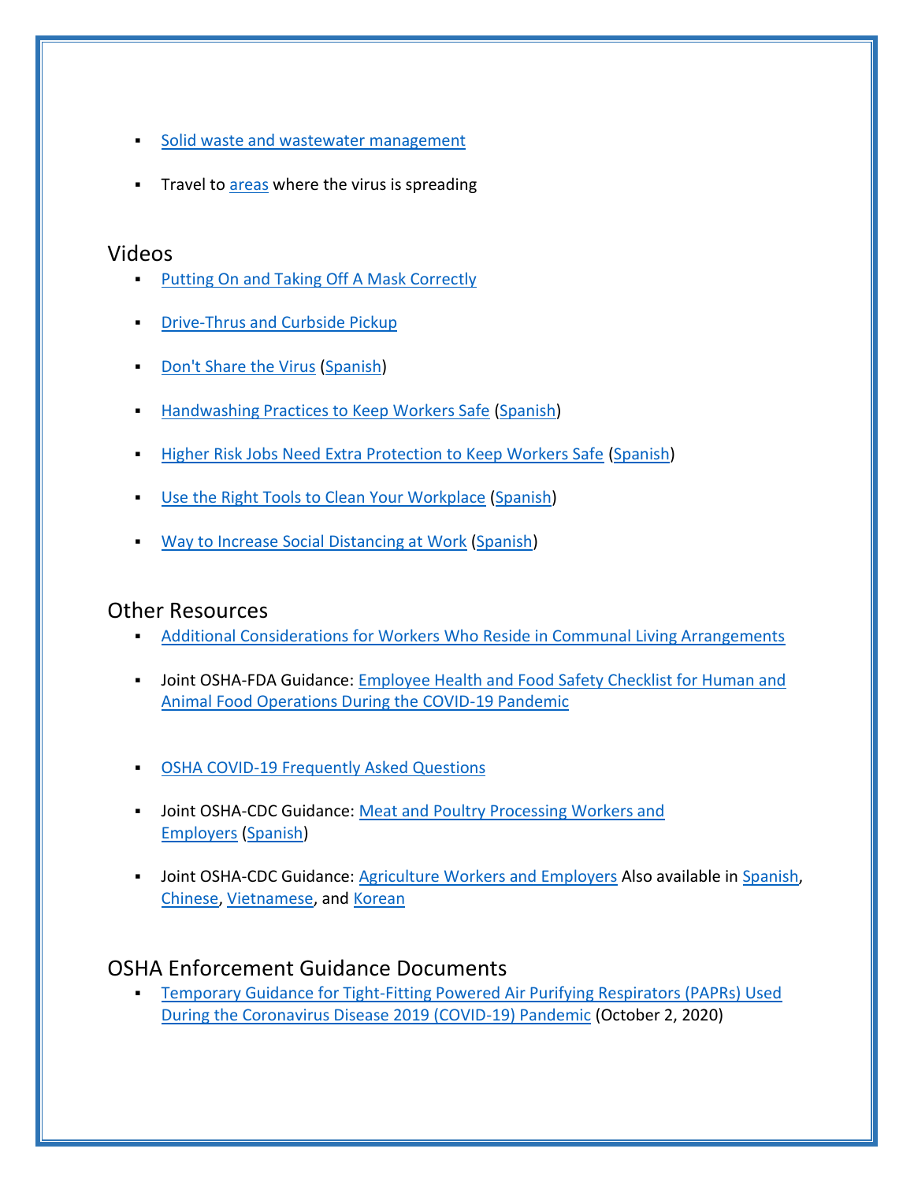- Solid waste and wastewater management
- Travel to areas where the virus is spreading

## Videos

- Putting On and Taking Off A Mask Correctly
- Drive-Thrus and Curbside Pickup
- Don't Share the Virus (Spanish)
- Handwashing Practices to Keep Workers Safe (Spanish)
- Higher Risk Jobs Need Extra Protection to Keep Workers Safe (Spanish)
- Use the Right Tools to Clean Your Workplace (Spanish)
- Way to Increase Social Distancing at Work (Spanish)

## Other Resources

- Additional Considerations for Workers Who Reside in Communal Living Arrangements
- Joint OSHA-FDA Guidance: Employee Health and Food Safety Checklist for Human and Animal Food Operations During the COVID-19 Pandemic
- OSHA COVID-19 Frequently Asked Questions
- Joint OSHA-CDC Guidance: Meat and Poultry Processing Workers and Employers (Spanish)
- Joint OSHA-CDC Guidance: Agriculture Workers and Employers Also available in Spanish, Chinese, Vietnamese, and Korean

## OSHA Enforcement Guidance Documents

- Temporary Guidance for Tight-Fitting Powered Air Purifying Respirators (PAPRs) Used During the Coronavirus Disease 2019 (COVID-19) Pandemic (October 2, 2020)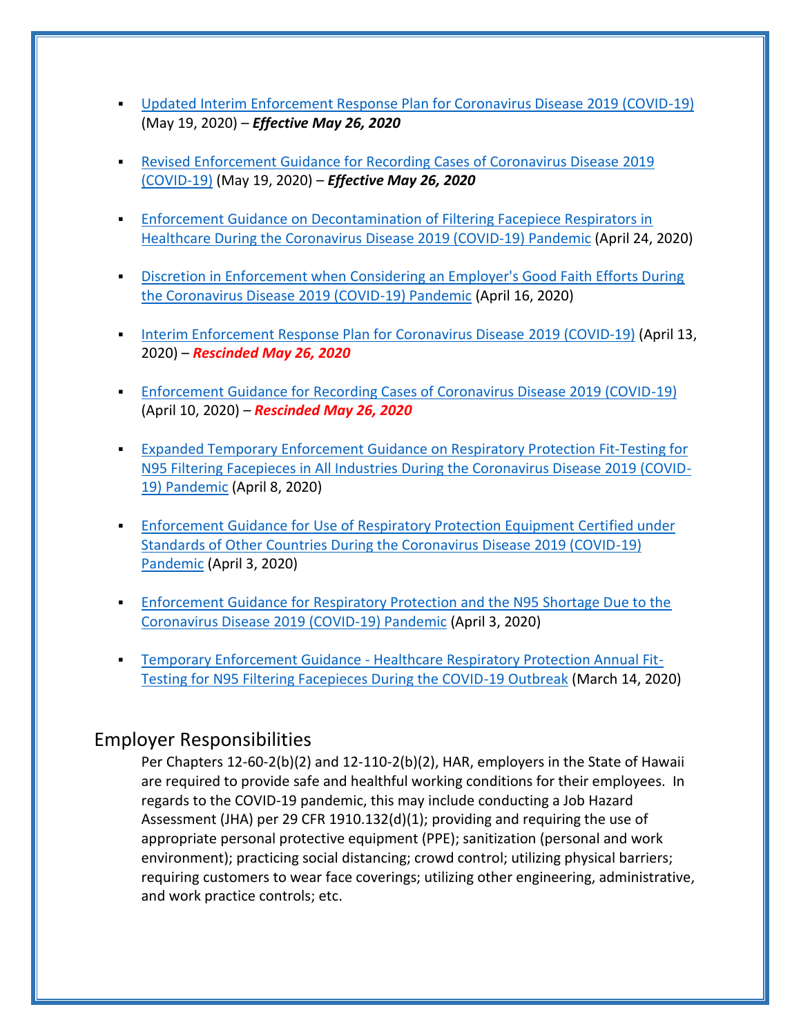- Updated Interim Enforcement Response Plan for Coronavirus Disease 2019 (COVID-19) (May 19, 2020) – ***Effective May 26, 2020***

- Revised Enforcement Guidance for Recording Cases of Coronavirus Disease 2019 (COVID-19) (May 19, 2020) – ***Effective May 26, 2020***

- Enforcement Guidance on Decontamination of Filtering Facepiece Respirators in Healthcare During the Coronavirus Disease 2019 (COVID-19) Pandemic (April 24, 2020)

- Discretion in Enforcement when Considering an Employer's Good Faith Efforts During the Coronavirus Disease 2019 (COVID-19) Pandemic (April 16, 2020)

- Interim Enforcement Response Plan for Coronavirus Disease 2019 (COVID-19) (April 13, 2020) – ***Rescinded May 26, 2020***

- Enforcement Guidance for Recording Cases of Coronavirus Disease 2019 (COVID-19) (April 10, 2020) – ***Rescinded May 26, 2020***

- Expanded Temporary Enforcement Guidance on Respiratory Protection Fit-Testing for N95 Filtering Facepieces in All Industries During the Coronavirus Disease 2019 (COVID-19) Pandemic (April 8, 2020)

- Enforcement Guidance for Use of Respiratory Protection Equipment Certified under Standards of Other Countries During the Coronavirus Disease 2019 (COVID-19) Pandemic (April 3, 2020)

- Enforcement Guidance for Respiratory Protection and the N95 Shortage Due to the Coronavirus Disease 2019 (COVID-19) Pandemic (April 3, 2020)

- Temporary Enforcement Guidance - Healthcare Respiratory Protection Annual Fit-Testing for N95 Filtering Facepieces During the COVID-19 Outbreak (March 14, 2020)

## Employer Responsibilities

Per Chapters 12-60-2(b)(2) and 12-110-2(b)(2), HAR, employers in the State of Hawaii are required to provide safe and healthful working conditions for their employees. In regards to the COVID-19 pandemic, this may include conducting a Job Hazard Assessment (JHA) per 29 CFR 1910.132(d)(1); providing and requiring the use of appropriate personal protective equipment (PPE); sanitization (personal and work environment); practicing social distancing; crowd control; utilizing physical barriers; requiring customers to wear face coverings; utilizing other engineering, administrative, and work practice controls; etc.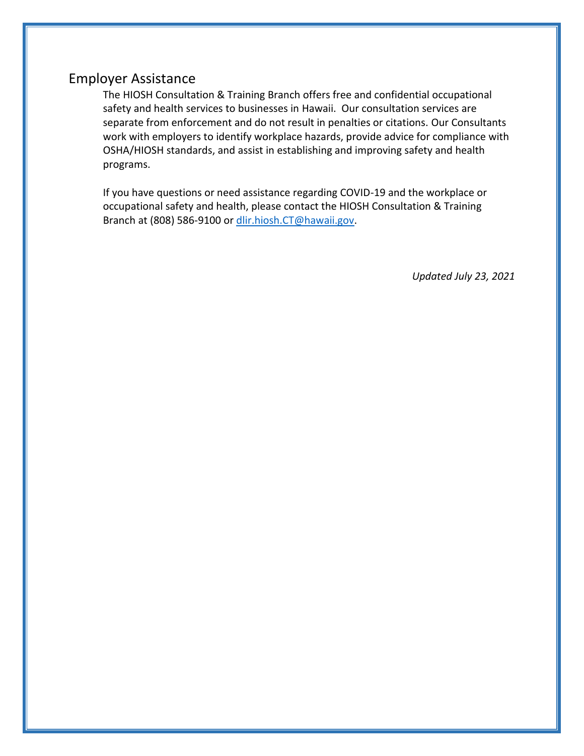## Employer Assistance

The HIOSH Consultation & Training Branch offers free and confidential occupational safety and health services to businesses in Hawaii. Our consultation services are separate from enforcement and do not result in penalties or citations. Our Consultants work with employers to identify workplace hazards, provide advice for compliance with OSHA/HIOSH standards, and assist in establishing and improving safety and health programs.

If you have questions or need assistance regarding COVID-19 and the workplace or occupational safety and health, please contact the HIOSH Consultation & Training Branch at (808) 586-9100 or dlir.hiosh.CT@hawaii.gov.

*Updated July 23, 2021*